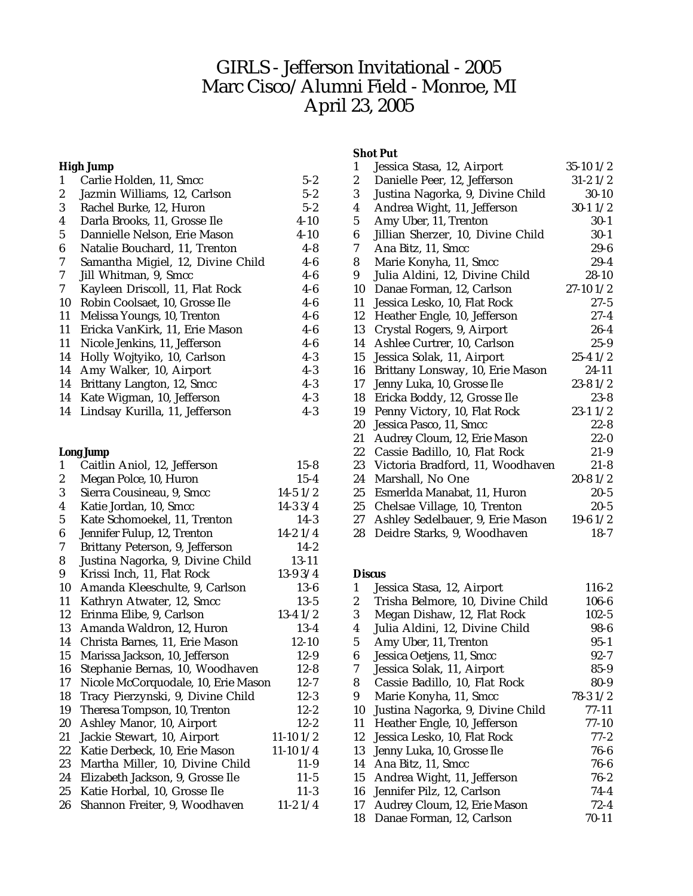# GIRLS - Jefferson Invitational - 2005
# Marc Cisco/Alumni Field - Monroe, MI
# April 23, 2005

### High Jump

| | | |
|---|---|---|
| 1 | Carlie Holden, 11, Smcc | 5-2 |
| 2 | Jazmin Williams, 12, Carlson | 5-2 |
| 3 | Rachel Burke, 12, Huron | 5-2 |
| 4 | Darla Brooks, 11, Grosse Ile | 4-10 |
| 5 | Dannielle Nelson, Erie Mason | 4-10 |
| 6 | Natalie Bouchard, 11, Trenton | 4-8 |
| 7 | Samantha Migiel, 12, Divine Child | 4-6 |
| 7 | Jill Whitman, 9, Smcc | 4-6 |
| 7 | Kayleen Driscoll, 11, Flat Rock | 4-6 |
| 10 | Robin Coolsaet, 10, Grosse Ile | 4-6 |
| 11 | Melissa Youngs, 10, Trenton | 4-6 |
| 11 | Ericka VanKirk, 11, Erie Mason | 4-6 |
| 11 | Nicole Jenkins, 11, Jefferson | 4-6 |
| 14 | Holly Wojtyiko, 10, Carlson | 4-3 |
| 14 | Amy Walker, 10, Airport | 4-3 |
| 14 | Brittany Langton, 12, Smcc | 4-3 |
| 14 | Kate Wigman, 10, Jefferson | 4-3 |
| 14 | Lindsay Kurilla, 11, Jefferson | 4-3 |

### Long Jump

| | | |
|---|---|---|
| 1 | Caitlin Aniol, 12, Jefferson | 15-8 |
| 2 | Megan Polce, 10, Huron | 15-4 |
| 3 | Sierra Cousineau, 9, Smcc | 14-5 1/2 |
| 4 | Katie Jordan, 10, Smcc | 14-3 3/4 |
| 5 | Kate Schomoekel, 11, Trenton | 14-3 |
| 6 | Jennifer Fulup, 12, Trenton | 14-2 1/4 |
| 7 | Brittany Peterson, 9, Jefferson | 14-2 |
| 8 | Justina Nagorka, 9, Divine Child | 13-11 |
| 9 | Krissi Inch, 11, Flat Rock | 13-9 3/4 |
| 10 | Amanda Kleeschulte, 9, Carlson | 13-6 |
| 11 | Kathryn Atwater, 12, Smcc | 13-5 |
| 12 | Erinma Elibe, 9, Carlson | 13-4 1/2 |
| 13 | Amanda Waldron, 12, Huron | 13-4 |
| 14 | Christa Barnes, 11, Erie Mason | 12-10 |
| 15 | Marissa Jackson, 10, Jefferson | 12-9 |
| 16 | Stephanie Bernas, 10, Woodhaven | 12-8 |
| 17 | Nicole McCorquodale, 10, Erie Mason | 12-7 |
| 18 | Tracy Pierzynski, 9, Divine Child | 12-3 |
| 19 | Theresa Tompson, 10, Trenton | 12-2 |
| 20 | Ashley Manor, 10, Airport | 12-2 |
| 21 | Jackie Stewart, 10, Airport | 11-10 1/2 |
| 22 | Katie Derbeck, 10, Erie Mason | 11-10 1/4 |
| 23 | Martha Miller, 10, Divine Child | 11-9 |
| 24 | Elizabeth Jackson, 9, Grosse Ile | 11-5 |
| 25 | Katie Horbal, 10, Grosse Ile | 11-3 |
| 26 | Shannon Freiter, 9, Woodhaven | 11-2 1/4 |

### Shot Put

| | | |
|---|---|---|
| 1 | Jessica Stasa, 12, Airport | 35-10 1/2 |
| 2 | Danielle Peer, 12, Jefferson | 31-2 1/2 |
| 3 | Justina Nagorka, 9, Divine Child | 30-10 |
| 4 | Andrea Wight, 11, Jefferson | 30-1 1/2 |
| 5 | Amy Uber, 11, Trenton | 30-1 |
| 6 | Jillian Sherzer, 10, Divine Child | 30-1 |
| 7 | Ana Bitz, 11, Smcc | 29-6 |
| 8 | Marie Konyha, 11, Smcc | 29-4 |
| 9 | Julia Aldini, 12, Divine Child | 28-10 |
| 10 | Danae Forman, 12, Carlson | 27-10 1/2 |
| 11 | Jessica Lesko, 10, Flat Rock | 27-5 |
| 12 | Heather Engle, 10, Jefferson | 27-4 |
| 13 | Crystal Rogers, 9, Airport | 26-4 |
| 14 | Ashlee Curtrer, 10, Carlson | 25-9 |
| 15 | Jessica Solak, 11, Airport | 25-4 1/2 |
| 16 | Brittany Lonsway, 10, Erie Mason | 24-11 |
| 17 | Jenny Luka, 10, Grosse Ile | 23-8 1/2 |
| 18 | Ericka Boddy, 12, Grosse Ile | 23-8 |
| 19 | Penny Victory, 10, Flat Rock | 23-1 1/2 |
| 20 | Jessica Pasco, 11, Smcc | 22-8 |
| 21 | Audrey Cloum, 12, Erie Mason | 22-0 |
| 22 | Cassie Badillo, 10, Flat Rock | 21-9 |
| 23 | Victoria Bradford, 11, Woodhaven | 21-8 |
| 24 | Marshall, No One | 20-8 1/2 |
| 25 | Esmerlda Manabat, 11, Huron | 20-5 |
| 25 | Chelsae Village, 10, Trenton | 20-5 |
| 27 | Ashley Sedelbauer, 9, Erie Mason | 19-6 1/2 |
| 28 | Deidre Starks, 9, Woodhaven | 18-7 |

### Discus

| | | |
|---|---|---|
| 1 | Jessica Stasa, 12, Airport | 116-2 |
| 2 | Trisha Belmore, 10, Divine Child | 106-6 |
| 3 | Megan Dishaw, 12, Flat Rock | 102-5 |
| 4 | Julia Aldini, 12, Divine Child | 98-6 |
| 5 | Amy Uber, 11, Trenton | 95-1 |
| 6 | Jessica Oetjens, 11, Smcc | 92-7 |
| 7 | Jessica Solak, 11, Airport | 85-9 |
| 8 | Cassie Badillo, 10, Flat Rock | 80-9 |
| 9 | Marie Konyha, 11, Smcc | 78-3 1/2 |
| 10 | Justina Nagorka, 9, Divine Child | 77-11 |
| 11 | Heather Engle, 10, Jefferson | 77-10 |
| 12 | Jessica Lesko, 10, Flat Rock | 77-2 |
| 13 | Jenny Luka, 10, Grosse Ile | 76-6 |
| 14 | Ana Bitz, 11, Smcc | 76-6 |
| 15 | Andrea Wight, 11, Jefferson | 76-2 |
| 16 | Jennifer Pilz, 12, Carlson | 74-4 |
| 17 | Audrey Cloum, 12, Erie Mason | 72-4 |
| 18 | Danae Forman, 12, Carlson | 70-11 |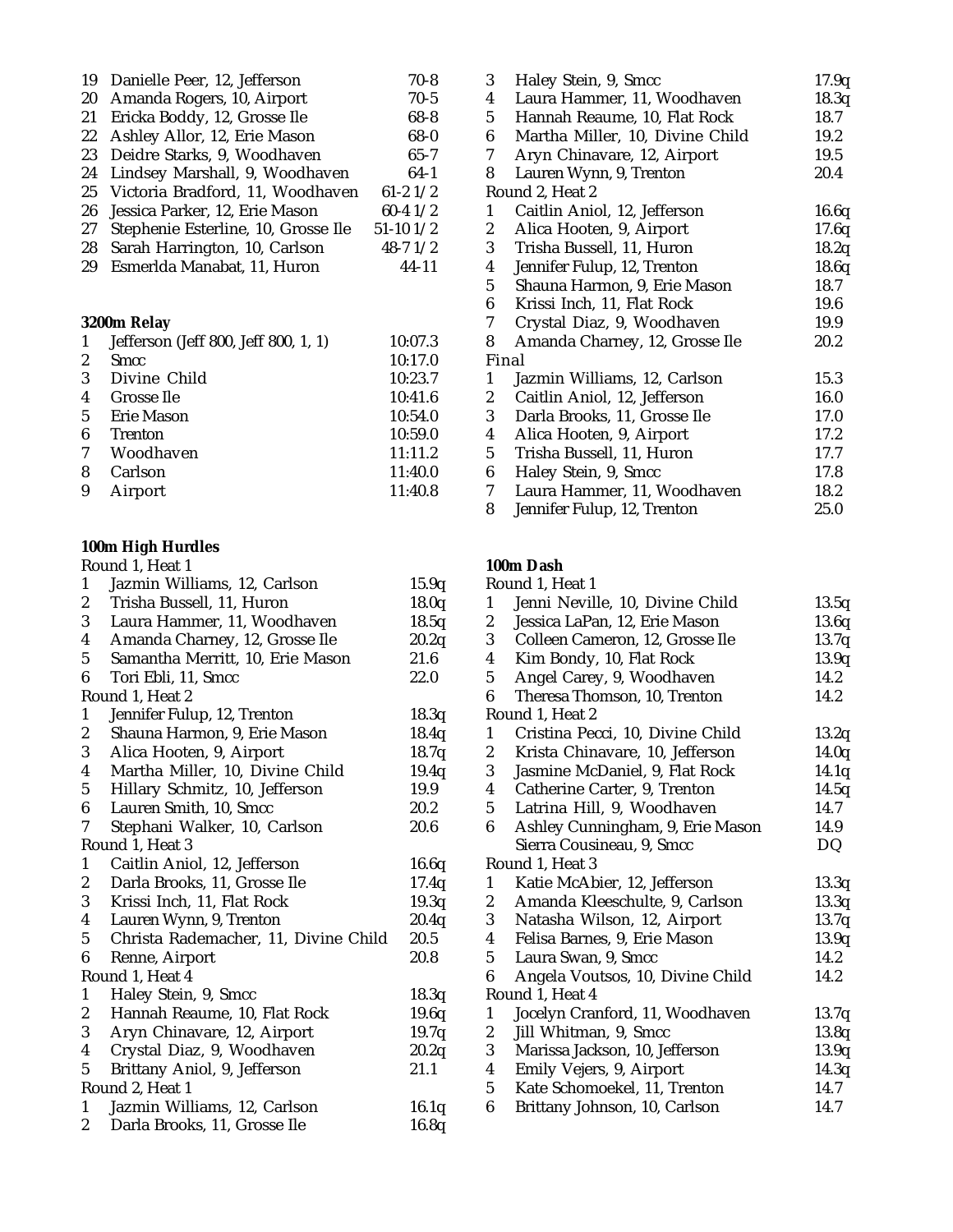| | | |
|---|---|---|
| 19 | Danielle Peer, 12, Jefferson | 70-8 |
| 20 | Amanda Rogers, 10, Airport | 70-5 |
| 21 | Ericka Boddy, 12, Grosse Ile | 68-8 |
| 22 | Ashley Allor, 12, Erie Mason | 68-0 |
| 23 | Deidre Starks, 9, Woodhaven | 65-7 |
| 24 | Lindsey Marshall, 9, Woodhaven | 64-1 |
| 25 | Victoria Bradford, 11, Woodhaven | 61-2 1/2 |
| 26 | Jessica Parker, 12, Erie Mason | 60-4 1/2 |
| 27 | Stephenie Esterline, 10, Grosse Ile | 51-10 1/2 |
| 28 | Sarah Harrington, 10, Carlson | 48-7 1/2 |
| 29 | Esmerlda Manabat, 11, Huron | 44-11 |

**3200m Relay**

| | | |
|---|---|---|
| 1 | Jefferson (Jeff 800, Jeff 800, 1, 1) | 10:07.3 |
| 2 | Smcc | 10:17.0 |
| 3 | Divine Child | 10:23.7 |
| 4 | Grosse Ile | 10:41.6 |
| 5 | Erie Mason | 10:54.0 |
| 6 | Trenton | 10:59.0 |
| 7 | Woodhaven | 11:11.2 |
| 8 | Carlson | 11:40.0 |
| 9 | Airport | 11:40.8 |

**100m High Hurdles**

| | | |
|---|---|---|
| Round 1, Heat 1 | | |
| 1 | Jazmin Williams, 12, Carlson | 15.9q |
| 2 | Trisha Bussell, 11, Huron | 18.0q |
| 3 | Laura Hammer, 11, Woodhaven | 18.5q |
| 4 | Amanda Charney, 12, Grosse Ile | 20.2q |
| 5 | Samantha Merritt, 10, Erie Mason | 21.6 |
| 6 | Tori Ebli, 11, Smcc | 22.0 |
| Round 1, Heat 2 | | |
| 1 | Jennifer Fulup, 12, Trenton | 18.3q |
| 2 | Shauna Harmon, 9, Erie Mason | 18.4q |
| 3 | Alica Hooten, 9, Airport | 18.7q |
| 4 | Martha Miller, 10, Divine Child | 19.4q |
| 5 | Hillary Schmitz, 10, Jefferson | 19.9 |
| 6 | Lauren Smith, 10, Smcc | 20.2 |
| 7 | Stephani Walker, 10, Carlson | 20.6 |
| Round 1, Heat 3 | | |
| 1 | Caitlin Aniol, 12, Jefferson | 16.6q |
| 2 | Darla Brooks, 11, Grosse Ile | 17.4q |
| 3 | Krissi Inch, 11, Flat Rock | 19.3q |
| 4 | Lauren Wynn, 9, Trenton | 20.4q |
| 5 | Christa Rademacher, 11, Divine Child | 20.5 |
| 6 | Renne, Airport | 20.8 |
| Round 1, Heat 4 | | |
| 1 | Haley Stein, 9, Smcc | 18.3q |
| 2 | Hannah Reaume, 10, Flat Rock | 19.6q |
| 3 | Aryn Chinavare, 12, Airport | 19.7q |
| 4 | Crystal Diaz, 9, Woodhaven | 20.2q |
| 5 | Brittany Aniol, 9, Jefferson | 21.1 |
| Round 2, Heat 1 | | |
| 1 | Jazmin Williams, 12, Carlson | 16.1q |
| 2 | Darla Brooks, 11, Grosse Ile | 16.8q |
| 3 | Haley Stein, 9, Smcc | 17.9q |
| 4 | Laura Hammer, 11, Woodhaven | 18.3q |
| 5 | Hannah Reaume, 10, Flat Rock | 18.7 |
| 6 | Martha Miller, 10, Divine Child | 19.2 |
| 7 | Aryn Chinavare, 12, Airport | 19.5 |
| 8 | Lauren Wynn, 9, Trenton | 20.4 |
| Round 2, Heat 2 | | |
| 1 | Caitlin Aniol, 12, Jefferson | 16.6q |
| 2 | Alica Hooten, 9, Airport | 17.6q |
| 3 | Trisha Bussell, 11, Huron | 18.2q |
| 4 | Jennifer Fulup, 12, Trenton | 18.6q |
| 5 | Shauna Harmon, 9, Erie Mason | 18.7 |
| 6 | Krissi Inch, 11, Flat Rock | 19.6 |
| 7 | Crystal Diaz, 9, Woodhaven | 19.9 |
| 8 | Amanda Charney, 12, Grosse Ile | 20.2 |
| Final | | |
| 1 | Jazmin Williams, 12, Carlson | 15.3 |
| 2 | Caitlin Aniol, 12, Jefferson | 16.0 |
| 3 | Darla Brooks, 11, Grosse Ile | 17.0 |
| 4 | Alica Hooten, 9, Airport | 17.2 |
| 5 | Trisha Bussell, 11, Huron | 17.7 |
| 6 | Haley Stein, 9, Smcc | 17.8 |
| 7 | Laura Hammer, 11, Woodhaven | 18.2 |
| 8 | Jennifer Fulup, 12, Trenton | 25.0 |

**100m Dash**

| | | |
|---|---|---|
| Round 1, Heat 1 | | |
| 1 | Jenni Neville, 10, Divine Child | 13.5q |
| 2 | Jessica LaPan, 12, Erie Mason | 13.6q |
| 3 | Colleen Cameron, 12, Grosse Ile | 13.7q |
| 4 | Kim Bondy, 10, Flat Rock | 13.9q |
| 5 | Angel Carey, 9, Woodhaven | 14.2 |
| 6 | Theresa Thomson, 10, Trenton | 14.2 |
| Round 1, Heat 2 | | |
| 1 | Cristina Pecci, 10, Divine Child | 13.2q |
| 2 | Krista Chinavare, 10, Jefferson | 14.0q |
| 3 | Jasmine McDaniel, 9, Flat Rock | 14.1q |
| 4 | Catherine Carter, 9, Trenton | 14.5q |
| 5 | Latrina Hill, 9, Woodhaven | 14.7 |
| 6 | Ashley Cunningham, 9, Erie Mason | 14.9 |
| | Sierra Cousineau, 9, Smcc | DQ |
| Round 1, Heat 3 | | |
| 1 | Katie McAbier, 12, Jefferson | 13.3q |
| 2 | Amanda Kleeschulte, 9, Carlson | 13.3q |
| 3 | Natasha Wilson, 12, Airport | 13.7q |
| 4 | Felisa Barnes, 9, Erie Mason | 13.9q |
| 5 | Laura Swan, 9, Smcc | 14.2 |
| 6 | Angela Voutsos, 10, Divine Child | 14.2 |
| Round 1, Heat 4 | | |
| 1 | Jocelyn Cranford, 11, Woodhaven | 13.7q |
| 2 | Jill Whitman, 9, Smcc | 13.8q |
| 3 | Marissa Jackson, 10, Jefferson | 13.9q |
| 4 | Emily Vejers, 9, Airport | 14.3q |
| 5 | Kate Schomoekel, 11, Trenton | 14.7 |
| 6 | Brittany Johnson, 10, Carlson | 14.7 |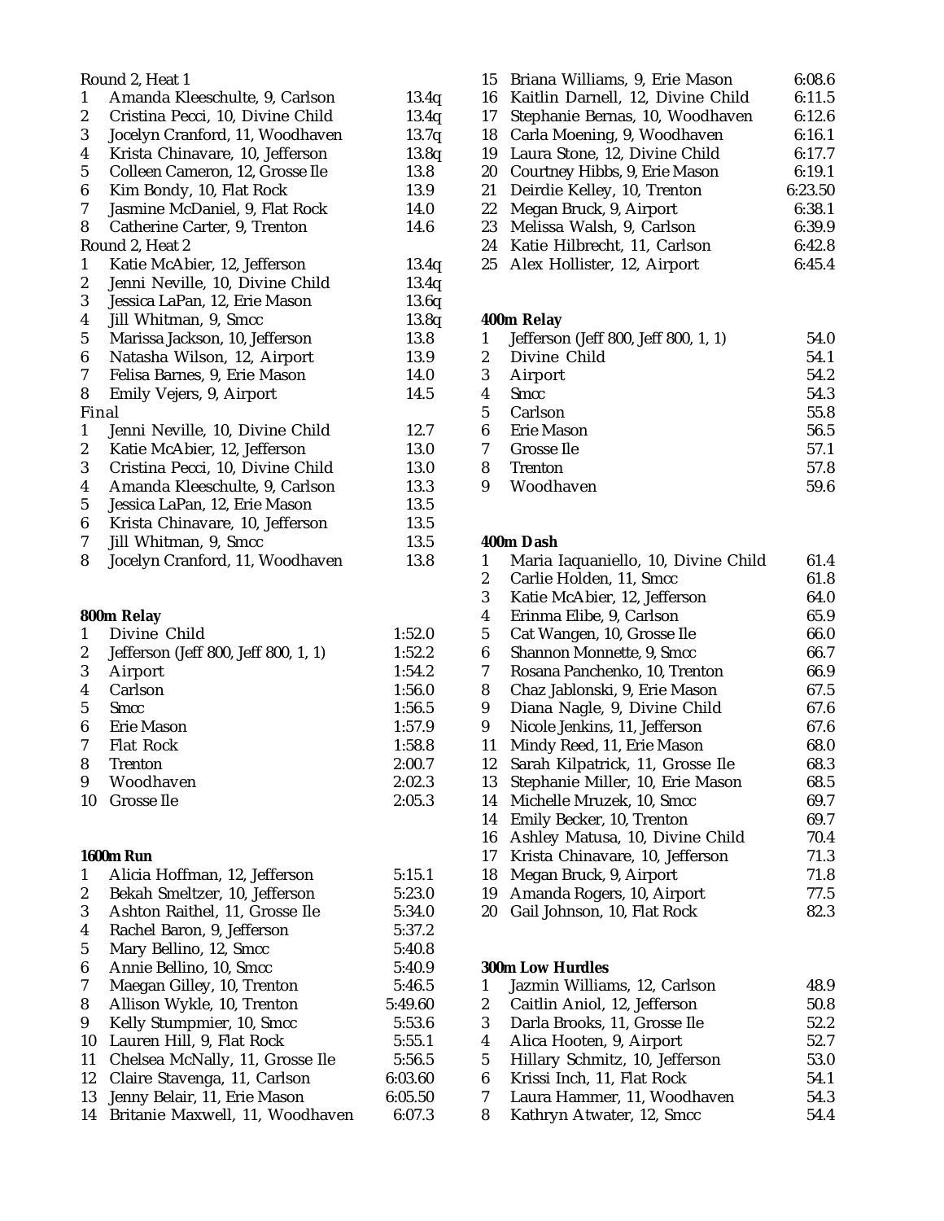Round 2, Heat 1

| | | |
|---|---|---|
| 1 | Amanda Kleeschulte, 9, Carlson | 13.4q |
| 2 | Cristina Pecci, 10, Divine Child | 13.4q |
| 3 | Jocelyn Cranford, 11, Woodhaven | 13.7q |
| 4 | Krista Chinavare, 10, Jefferson | 13.8q |
| 5 | Colleen Cameron, 12, Grosse Ile | 13.8 |
| 6 | Kim Bondy, 10, Flat Rock | 13.9 |
| 7 | Jasmine McDaniel, 9, Flat Rock | 14.0 |
| 8 | Catherine Carter, 9, Trenton | 14.6 |

Round 2, Heat 2

| | | |
|---|---|---|
| 1 | Katie McAbier, 12, Jefferson | 13.4q |
| 2 | Jenni Neville, 10, Divine Child | 13.4q |
| 3 | Jessica LaPan, 12, Erie Mason | 13.6q |
| 4 | Jill Whitman, 9, Smcc | 13.8q |
| 5 | Marissa Jackson, 10, Jefferson | 13.8 |
| 6 | Natasha Wilson, 12, Airport | 13.9 |
| 7 | Felisa Barnes, 9, Erie Mason | 14.0 |
| 8 | Emily Vejers, 9, Airport | 14.5 |

Final

| | | |
|---|---|---|
| 1 | Jenni Neville, 10, Divine Child | 12.7 |
| 2 | Katie McAbier, 12, Jefferson | 13.0 |
| 3 | Cristina Pecci, 10, Divine Child | 13.0 |
| 4 | Amanda Kleeschulte, 9, Carlson | 13.3 |
| 5 | Jessica LaPan, 12, Erie Mason | 13.5 |
| 6 | Krista Chinavare, 10, Jefferson | 13.5 |
| 7 | Jill Whitman, 9, Smcc | 13.5 |
| 8 | Jocelyn Cranford, 11, Woodhaven | 13.8 |

**800m Relay**

| | | |
|---|---|---|
| 1 | Divine Child | 1:52.0 |
| 2 | Jefferson (Jeff 800, Jeff 800, 1, 1) | 1:52.2 |
| 3 | Airport | 1:54.2 |
| 4 | Carlson | 1:56.0 |
| 5 | Smcc | 1:56.5 |
| 6 | Erie Mason | 1:57.9 |
| 7 | Flat Rock | 1:58.8 |
| 8 | Trenton | 2:00.7 |
| 9 | Woodhaven | 2:02.3 |
| 10 | Grosse Ile | 2:05.3 |

**1600m Run**

| | | |
|---|---|---|
| 1 | Alicia Hoffman, 12, Jefferson | 5:15.1 |
| 2 | Bekah Smeltzer, 10, Jefferson | 5:23.0 |
| 3 | Ashton Raithel, 11, Grosse Ile | 5:34.0 |
| 4 | Rachel Baron, 9, Jefferson | 5:37.2 |
| 5 | Mary Bellino, 12, Smcc | 5:40.8 |
| 6 | Annie Bellino, 10, Smcc | 5:40.9 |
| 7 | Maegan Gilley, 10, Trenton | 5:46.5 |
| 8 | Allison Wykle, 10, Trenton | 5:49.60 |
| 9 | Kelly Stumpmier, 10, Smcc | 5:53.6 |
| 10 | Lauren Hill, 9, Flat Rock | 5:55.1 |
| 11 | Chelsea McNally, 11, Grosse Ile | 5:56.5 |
| 12 | Claire Stavenga, 11, Carlson | 6:03.60 |
| 13 | Jenny Belair, 11, Erie Mason | 6:05.50 |
| 14 | Britanie Maxwell, 11, Woodhaven | 6:07.3 |
| 15 | Briana Williams, 9, Erie Mason | 6:08.6 |
| 16 | Kaitlin Darnell, 12, Divine Child | 6:11.5 |
| 17 | Stephanie Bernas, 10, Woodhaven | 6:12.6 |
| 18 | Carla Moening, 9, Woodhaven | 6:16.1 |
| 19 | Laura Stone, 12, Divine Child | 6:17.7 |
| 20 | Courtney Hibbs, 9, Erie Mason | 6:19.1 |
| 21 | Deirdie Kelley, 10, Trenton | 6:23.50 |
| 22 | Megan Bruck, 9, Airport | 6:38.1 |
| 23 | Melissa Walsh, 9, Carlson | 6:39.9 |
| 24 | Katie Hilbrecht, 11, Carlson | 6:42.8 |
| 25 | Alex Hollister, 12, Airport | 6:45.4 |

**400m Relay**

| | | |
|---|---|---|
| 1 | Jefferson (Jeff 800, Jeff 800, 1, 1) | 54.0 |
| 2 | Divine Child | 54.1 |
| 3 | Airport | 54.2 |
| 4 | Smcc | 54.3 |
| 5 | Carlson | 55.8 |
| 6 | Erie Mason | 56.5 |
| 7 | Grosse Ile | 57.1 |
| 8 | Trenton | 57.8 |
| 9 | Woodhaven | 59.6 |

**400m Dash**

| | | |
|---|---|---|
| 1 | Maria Iaquaniello, 10, Divine Child | 61.4 |
| 2 | Carlie Holden, 11, Smcc | 61.8 |
| 3 | Katie McAbier, 12, Jefferson | 64.0 |
| 4 | Erinma Elibe, 9, Carlson | 65.9 |
| 5 | Cat Wangen, 10, Grosse Ile | 66.0 |
| 6 | Shannon Monnette, 9, Smcc | 66.7 |
| 7 | Rosana Panchenko, 10, Trenton | 66.9 |
| 8 | Chaz Jablonski, 9, Erie Mason | 67.5 |
| 9 | Diana Nagle, 9, Divine Child | 67.6 |
| 9 | Nicole Jenkins, 11, Jefferson | 67.6 |
| 11 | Mindy Reed, 11, Erie Mason | 68.0 |
| 12 | Sarah Kilpatrick, 11, Grosse Ile | 68.3 |
| 13 | Stephanie Miller, 10, Erie Mason | 68.5 |
| 14 | Michelle Mruzek, 10, Smcc | 69.7 |
| 14 | Emily Becker, 10, Trenton | 69.7 |
| 16 | Ashley Matusa, 10, Divine Child | 70.4 |
| 17 | Krista Chinavare, 10, Jefferson | 71.3 |
| 18 | Megan Bruck, 9, Airport | 71.8 |
| 19 | Amanda Rogers, 10, Airport | 77.5 |
| 20 | Gail Johnson, 10, Flat Rock | 82.3 |

**300m Low Hurdles**

| | | |
|---|---|---|
| 1 | Jazmin Williams, 12, Carlson | 48.9 |
| 2 | Caitlin Aniol, 12, Jefferson | 50.8 |
| 3 | Darla Brooks, 11, Grosse Ile | 52.2 |
| 4 | Alica Hooten, 9, Airport | 52.7 |
| 5 | Hillary Schmitz, 10, Jefferson | 53.0 |
| 6 | Krissi Inch, 11, Flat Rock | 54.1 |
| 7 | Laura Hammer, 11, Woodhaven | 54.3 |
| 8 | Kathryn Atwater, 12, Smcc | 54.4 |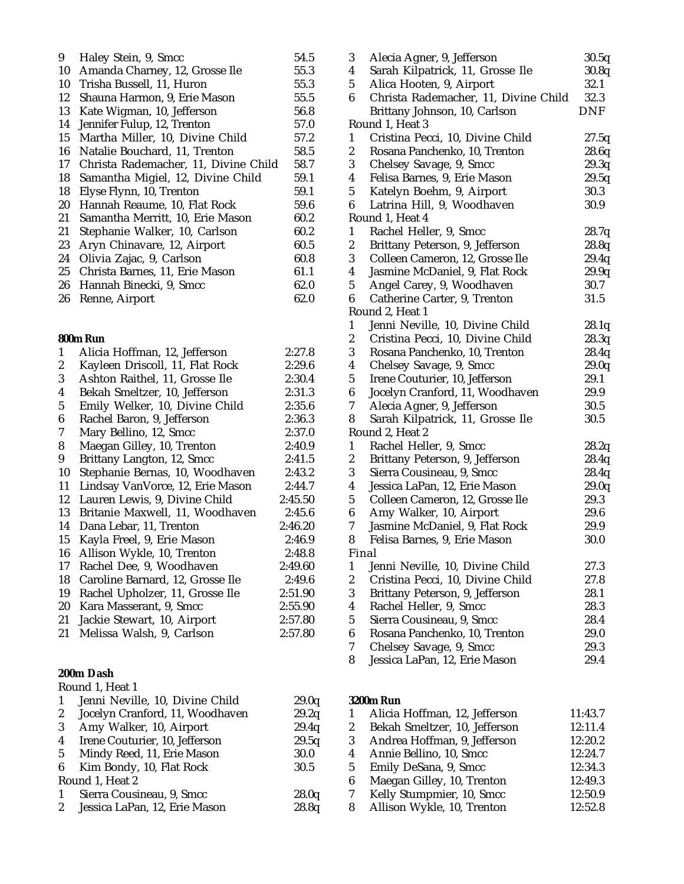| | | |
|---|---|---|
| 9 | Haley Stein, 9, Smcc | 54.5 |
| 10 | Amanda Charney, 12, Grosse Ile | 55.3 |
| 10 | Trisha Bussell, 11, Huron | 55.3 |
| 12 | Shauna Harmon, 9, Erie Mason | 55.5 |
| 13 | Kate Wigman, 10, Jefferson | 56.8 |
| 14 | Jennifer Fulup, 12, Trenton | 57.0 |
| 15 | Martha Miller, 10, Divine Child | 57.2 |
| 16 | Natalie Bouchard, 11, Trenton | 58.5 |
| 17 | Christa Rademacher, 11, Divine Child | 58.7 |
| 18 | Samantha Migiel, 12, Divine Child | 59.1 |
| 18 | Elyse Flynn, 10, Trenton | 59.1 |
| 20 | Hannah Reaume, 10, Flat Rock | 59.6 |
| 21 | Samantha Merritt, 10, Erie Mason | 60.2 |
| 21 | Stephanie Walker, 10, Carlson | 60.2 |
| 23 | Aryn Chinavare, 12, Airport | 60.5 |
| 24 | Olivia Zajac, 9, Carlson | 60.8 |
| 25 | Christa Barnes, 11, Erie Mason | 61.1 |
| 26 | Hannah Binecki, 9, Smcc | 62.0 |
| 26 | Renne, Airport | 62.0 |

**800m Run**

| | | |
|---|---|---|
| 1 | Alicia Hoffman, 12, Jefferson | 2:27.8 |
| 2 | Kayleen Driscoll, 11, Flat Rock | 2:29.6 |
| 3 | Ashton Raithel, 11, Grosse Ile | 2:30.4 |
| 4 | Bekah Smeltzer, 10, Jefferson | 2:31.3 |
| 5 | Emily Welker, 10, Divine Child | 2:35.6 |
| 6 | Rachel Baron, 9, Jefferson | 2:36.3 |
| 7 | Mary Bellino, 12, Smcc | 2:37.0 |
| 8 | Maegan Gilley, 10, Trenton | 2:40.9 |
| 9 | Brittany Langton, 12, Smcc | 2:41.5 |
| 10 | Stephanie Bernas, 10, Woodhaven | 2:43.2 |
| 11 | Lindsay VanVorce, 12, Erie Mason | 2:44.7 |
| 12 | Lauren Lewis, 9, Divine Child | 2:45.50 |
| 13 | Britanie Maxwell, 11, Woodhaven | 2:45.6 |
| 14 | Dana Lebar, 11, Trenton | 2:46.20 |
| 15 | Kayla Freel, 9, Erie Mason | 2:46.9 |
| 16 | Allison Wykle, 10, Trenton | 2:48.8 |
| 17 | Rachel Dee, 9, Woodhaven | 2:49.60 |
| 18 | Caroline Barnard, 12, Grosse Ile | 2:49.6 |
| 19 | Rachel Upholzer, 11, Grosse Ile | 2:51.90 |
| 20 | Kara Masserant, 9, Smcc | 2:55.90 |
| 21 | Jackie Stewart, 10, Airport | 2:57.80 |
| 21 | Melissa Walsh, 9, Carlson | 2:57.80 |

**200m Dash**

Round 1, Heat 1

| | | |
|---|---|---|
| 1 | Jenni Neville, 10, Divine Child | 29.0q |
| 2 | Jocelyn Cranford, 11, Woodhaven | 29.2q |
| 3 | Amy Walker, 10, Airport | 29.4q |
| 4 | Irene Couturier, 10, Jefferson | 29.5q |
| 5 | Mindy Reed, 11, Erie Mason | 30.0 |
| 6 | Kim Bondy, 10, Flat Rock | 30.5 |

Round 1, Heat 2

| | | |
|---|---|---|
| 1 | Sierra Cousineau, 9, Smcc | 28.0q |
| 2 | Jessica LaPan, 12, Erie Mason | 28.8q |
| 3 | Alecia Agner, 9, Jefferson | 30.5q |
| 4 | Sarah Kilpatrick, 11, Grosse Ile | 30.8q |
| 5 | Alica Hooten, 9, Airport | 32.1 |
| 6 | Christa Rademacher, 11, Divine Child | 32.3 |
| | Brittany Johnson, 10, Carlson | DNF |

Round 1, Heat 3

| | | |
|---|---|---|
| 1 | Cristina Pecci, 10, Divine Child | 27.5q |
| 2 | Rosana Panchenko, 10, Trenton | 28.6q |
| 3 | Chelsey Savage, 9, Smcc | 29.3q |
| 4 | Felisa Barnes, 9, Erie Mason | 29.5q |
| 5 | Katelyn Boehm, 9, Airport | 30.3 |
| 6 | Latrina Hill, 9, Woodhaven | 30.9 |

Round 1, Heat 4

| | | |
|---|---|---|
| 1 | Rachel Heller, 9, Smcc | 28.7q |
| 2 | Brittany Peterson, 9, Jefferson | 28.8q |
| 3 | Colleen Cameron, 12, Grosse Ile | 29.4q |
| 4 | Jasmine McDaniel, 9, Flat Rock | 29.9q |
| 5 | Angel Carey, 9, Woodhaven | 30.7 |
| 6 | Catherine Carter, 9, Trenton | 31.5 |

Round 2, Heat 1

| | | |
|---|---|---|
| 1 | Jenni Neville, 10, Divine Child | 28.1q |
| 2 | Cristina Pecci, 10, Divine Child | 28.3q |
| 3 | Rosana Panchenko, 10, Trenton | 28.4q |
| 4 | Chelsey Savage, 9, Smcc | 29.0q |
| 5 | Irene Couturier, 10, Jefferson | 29.1 |
| 6 | Jocelyn Cranford, 11, Woodhaven | 29.9 |
| 7 | Alecia Agner, 9, Jefferson | 30.5 |
| 8 | Sarah Kilpatrick, 11, Grosse Ile | 30.5 |

Round 2, Heat 2

| | | |
|---|---|---|
| 1 | Rachel Heller, 9, Smcc | 28.2q |
| 2 | Brittany Peterson, 9, Jefferson | 28.4q |
| 3 | Sierra Cousineau, 9, Smcc | 28.4q |
| 4 | Jessica LaPan, 12, Erie Mason | 29.0q |
| 5 | Colleen Cameron, 12, Grosse Ile | 29.3 |
| 6 | Amy Walker, 10, Airport | 29.6 |
| 7 | Jasmine McDaniel, 9, Flat Rock | 29.9 |
| 8 | Felisa Barnes, 9, Erie Mason | 30.0 |

Final

| | | |
|---|---|---|
| 1 | Jenni Neville, 10, Divine Child | 27.3 |
| 2 | Cristina Pecci, 10, Divine Child | 27.8 |
| 3 | Brittany Peterson, 9, Jefferson | 28.1 |
| 4 | Rachel Heller, 9, Smcc | 28.3 |
| 5 | Sierra Cousineau, 9, Smcc | 28.4 |
| 6 | Rosana Panchenko, 10, Trenton | 29.0 |
| 7 | Chelsey Savage, 9, Smcc | 29.3 |
| 8 | Jessica LaPan, 12, Erie Mason | 29.4 |

**3200m Run**

| | | |
|---|---|---|
| 1 | Alicia Hoffman, 12, Jefferson | 11:43.7 |
| 2 | Bekah Smeltzer, 10, Jefferson | 12:11.4 |
| 3 | Andrea Hoffman, 9, Jefferson | 12:20.2 |
| 4 | Annie Bellino, 10, Smcc | 12:24.7 |
| 5 | Emily DeSana, 9, Smcc | 12:34.3 |
| 6 | Maegan Gilley, 10, Trenton | 12:49.3 |
| 7 | Kelly Stumpmier, 10, Smcc | 12:50.9 |
| 8 | Allison Wykle, 10, Trenton | 12:52.8 |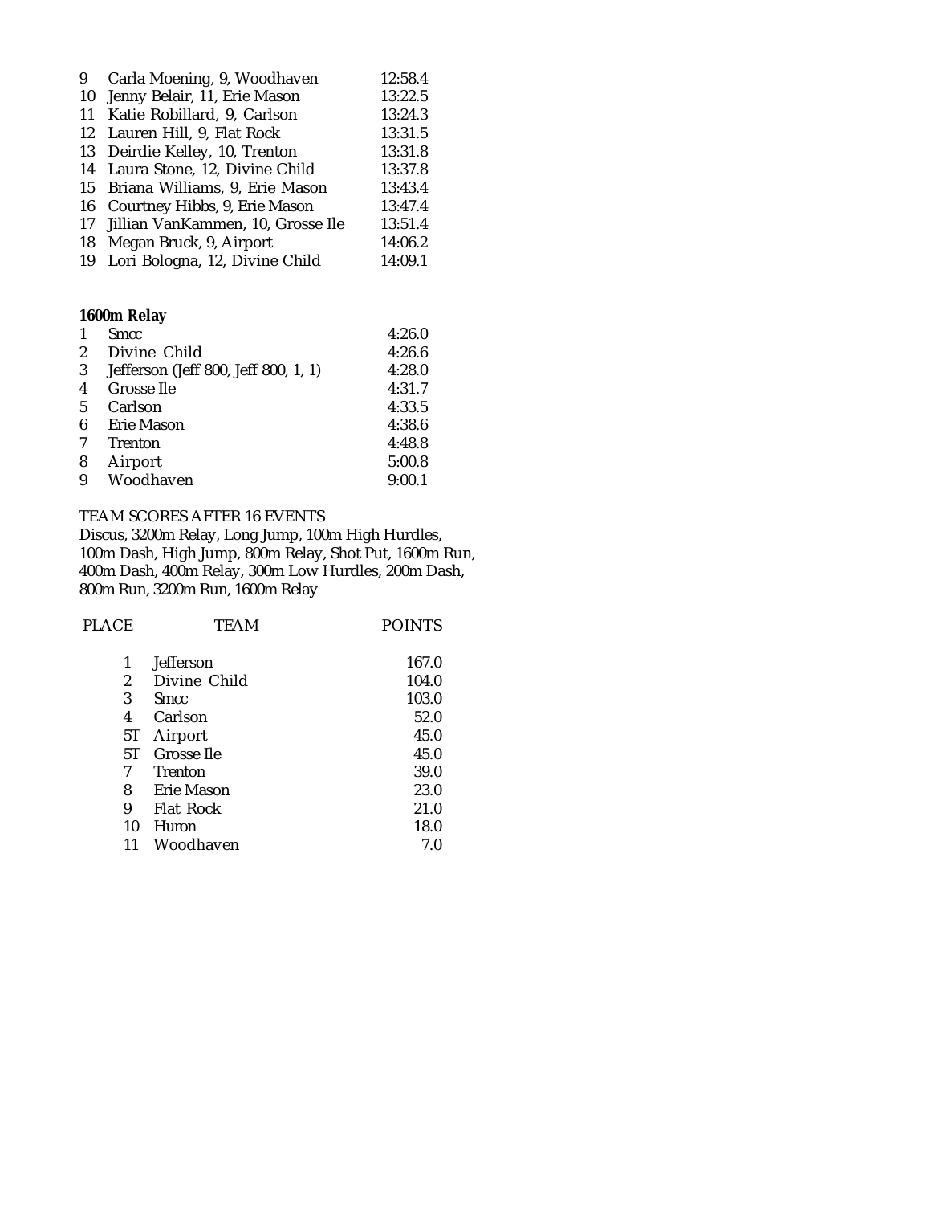| | | |
|---|---|---|
| 9 | Carla Moening, 9, Woodhaven | 12:58.4 |
| 10 | Jenny Belair, 11, Erie Mason | 13:22.5 |
| 11 | Katie Robillard, 9, Carlson | 13:24.3 |
| 12 | Lauren Hill, 9, Flat Rock | 13:31.5 |
| 13 | Deirdie Kelley, 10, Trenton | 13:31.8 |
| 14 | Laura Stone, 12, Divine Child | 13:37.8 |
| 15 | Briana Williams, 9, Erie Mason | 13:43.4 |
| 16 | Courtney Hibbs, 9, Erie Mason | 13:47.4 |
| 17 | Jillian VanKammen, 10, Grosse Ile | 13:51.4 |
| 18 | Megan Bruck, 9, Airport | 14:06.2 |
| 19 | Lori Bologna, 12, Divine Child | 14:09.1 |

**1600m Relay**

| | | |
|---|---|---|
| 1 | Smcc | 4:26.0 |
| 2 | Divine Child | 4:26.6 |
| 3 | Jefferson (Jeff 800, Jeff 800, 1, 1) | 4:28.0 |
| 4 | Grosse Ile | 4:31.7 |
| 5 | Carlson | 4:33.5 |
| 6 | Erie Mason | 4:38.6 |
| 7 | Trenton | 4:48.8 |
| 8 | Airport | 5:00.8 |
| 9 | Woodhaven | 9:00.1 |

TEAM SCORES AFTER 16 EVENTS
Discus, 3200m Relay, Long Jump, 100m High Hurdles, 100m Dash, High Jump, 800m Relay, Shot Put, 1600m Run, 400m Dash, 400m Relay, 300m Low Hurdles, 200m Dash, 800m Run, 3200m Run, 1600m Relay

| PLACE | TEAM | POINTS |
|---|---|---|
| 1 | Jefferson | 167.0 |
| 2 | Divine Child | 104.0 |
| 3 | Smcc | 103.0 |
| 4 | Carlson | 52.0 |
| 5T | Airport | 45.0 |
| 5T | Grosse Ile | 45.0 |
| 7 | Trenton | 39.0 |
| 8 | Erie Mason | 23.0 |
| 9 | Flat Rock | 21.0 |
| 10 | Huron | 18.0 |
| 11 | Woodhaven | 7.0 |